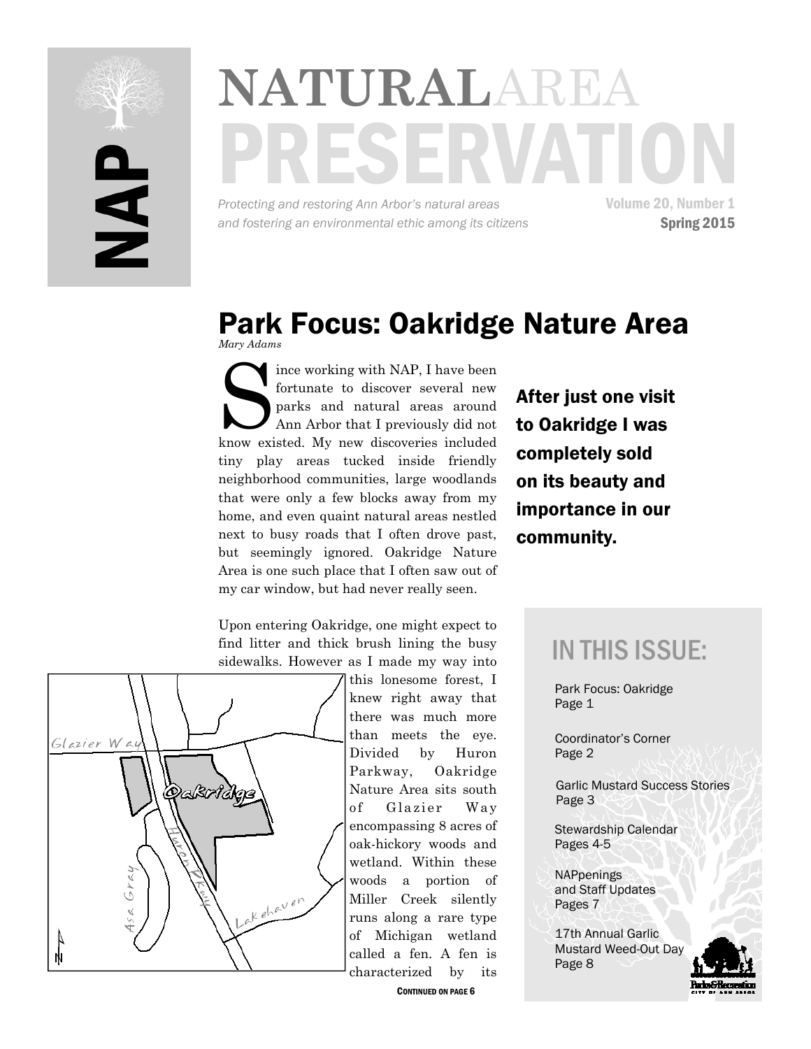# NATURAL AREA PRESERVATION

NAP

*Protecting and restoring Ann Arbor's natural areas and fostering an environmental ethic among its citizens*

Volume 20, Number 1
Spring 2015

## Park Focus: Oakridge Nature Area

*Mary Adams*

Since working with NAP, I have been fortunate to discover several new parks and natural areas around Ann Arbor that I previously did not know existed. My new discoveries included tiny play areas tucked inside friendly neighborhood communities, large woodlands that were only a few blocks away from my home, and even quaint natural areas nestled next to busy roads that I often drove past, but seemingly ignored. Oakridge Nature Area is one such place that I often saw out of my car window, but had never really seen.

**After just one visit to Oakridge I was completely sold on its beauty and importance in our community.**

Upon entering Oakridge, one might expect to find litter and thick brush lining the busy sidewalks. However as I made my way into this lonesome forest, I knew right away that there was much more than meets the eye. Divided by Huron Parkway, Oakridge Nature Area sits south of Glazier Way encompassing 8 acres of oak-hickory woods and wetland. Within these woods a portion of Miller Creek silently runs along a rare type of Michigan wetland called a fen. A fen is characterized by its

CONTINUED ON PAGE 6

### IN THIS ISSUE:

- Park Focus: Oakridge Page 1
- Coordinator's Corner Page 2
- Garlic Mustard Success Stories Page 3
- Stewardship Calendar Pages 4-5
- NAPpenings and Staff Updates Pages 7
- 17th Annual Garlic Mustard Weed-Out Day Page 8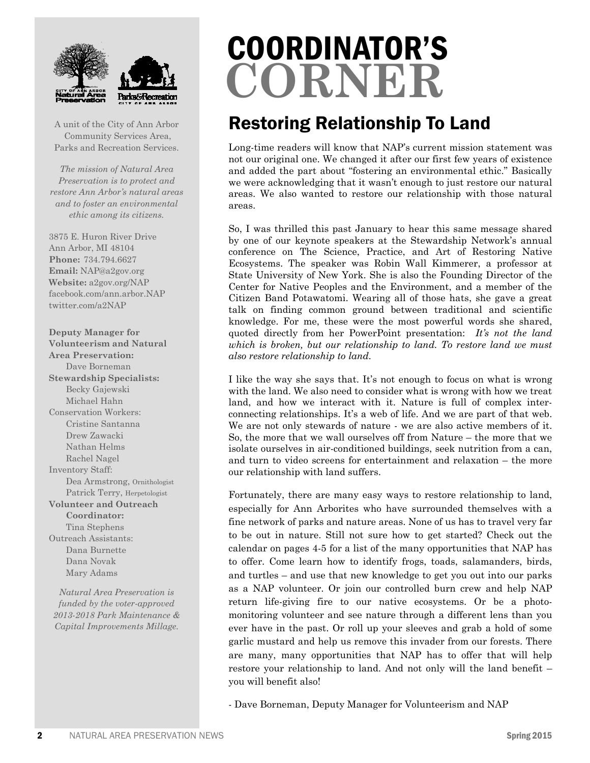# COORDINATOR'S CORNER

## Restoring Relationship To Land

Long-time readers will know that NAP's current mission statement was not our original one. We changed it after our first few years of existence and added the part about "fostering an environmental ethic." Basically we were acknowledging that it wasn't enough to just restore our natural areas. We also wanted to restore our relationship with those natural areas.

So, I was thrilled this past January to hear this same message shared by one of our keynote speakers at the Stewardship Network's annual conference on The Science, Practice, and Art of Restoring Native Ecosystems. The speaker was Robin Wall Kimmerer, a professor at State University of New York. She is also the Founding Director of the Center for Native Peoples and the Environment, and a member of the Citizen Band Potawatomi. Wearing all of those hats, she gave a great talk on finding common ground between traditional and scientific knowledge. For me, these were the most powerful words she shared, quoted directly from her PowerPoint presentation: *It's not the land which is broken, but our relationship to land. To restore land we must also restore relationship to land.*

I like the way she says that. It's not enough to focus on what is wrong with the land. We also need to consider what is wrong with how we treat land, and how we interact with it. Nature is full of complex inter-connecting relationships. It's a web of life. And we are part of that web. We are not only stewards of nature - we are also active members of it. So, the more that we wall ourselves off from Nature – the more that we isolate ourselves in air-conditioned buildings, seek nutrition from a can, and turn to video screens for entertainment and relaxation – the more our relationship with land suffers.

Fortunately, there are many easy ways to restore relationship to land, especially for Ann Arborites who have surrounded themselves with a fine network of parks and nature areas. None of us has to travel very far to be out in nature. Still not sure how to get started? Check out the calendar on pages 4-5 for a list of the many opportunities that NAP has to offer. Come learn how to identify frogs, toads, salamanders, birds, and turtles – and use that new knowledge to get you out into our parks as a NAP volunteer. Or join our controlled burn crew and help NAP return life-giving fire to our native ecosystems. Or be a photo-monitoring volunteer and see nature through a different lens than you ever have in the past. Or roll up your sleeves and grab a hold of some garlic mustard and help us remove this invader from our forests. There are many, many opportunities that NAP has to offer that will help restore your relationship to land. And not only will the land benefit – you will benefit also!

- Dave Borneman, Deputy Manager for Volunteerism and NAP

---

A unit of the City of Ann Arbor Community Services Area, Parks and Recreation Services.

*The mission of Natural Area Preservation is to protect and restore Ann Arbor's natural areas and to foster an environmental ethic among its citizens.*

3875 E. Huron River Drive
Ann Arbor, MI 48104
**Phone:** 734.794.6627
**Email:** NAP@a2gov.org
**Website:** a2gov.org/NAP
facebook.com/ann.arbor.NAP
twitter.com/a2NAP

**Deputy Manager for Volunteerism and Natural Area Preservation:**
Dave Borneman

**Stewardship Specialists:**
Becky Gajewski
Michael Hahn

Conservation Workers:
Cristine Santanna
Drew Zawacki
Nathan Helms
Rachel Nagel

Inventory Staff:
Dea Armstrong, Ornithologist
Patrick Terry, Herpetologist

**Volunteer and Outreach Coordinator:**
Tina Stephens

Outreach Assistants:
Dana Burnette
Dana Novak
Mary Adams

*Natural Area Preservation is funded by the voter-approved 2013-2018 Park Maintenance & Capital Improvements Millage.*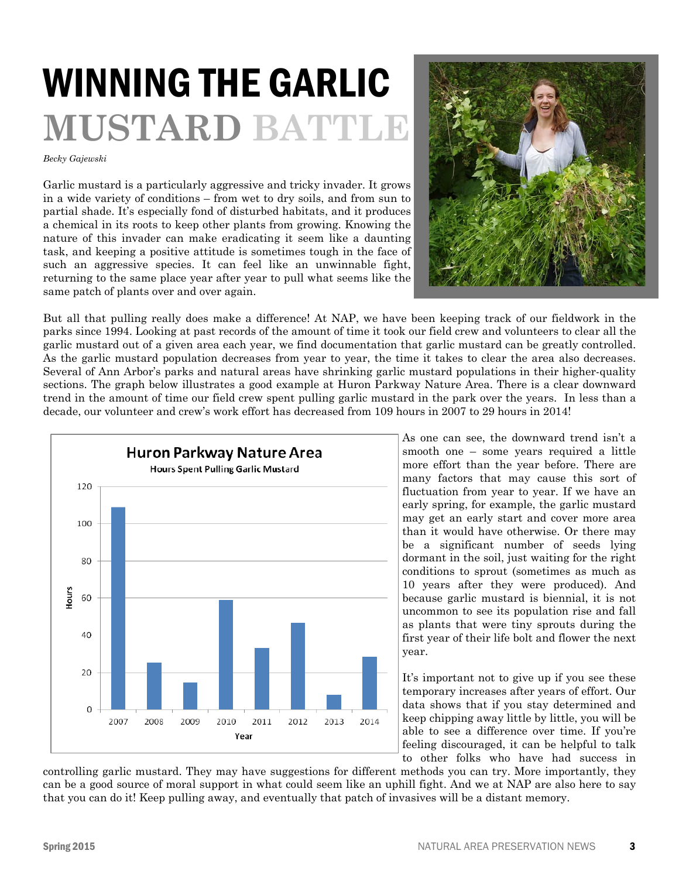# WINNING THE GARLIC MUSTARD BATTLE

*Becky Gajewski*

Garlic mustard is a particularly aggressive and tricky invader. It grows in a wide variety of conditions – from wet to dry soils, and from sun to partial shade. It's especially fond of disturbed habitats, and it produces a chemical in its roots to keep other plants from growing. Knowing the nature of this invader can make eradicating it seem like a daunting task, and keeping a positive attitude is sometimes tough in the face of such an aggressive species. It can feel like an unwinnable fight, returning to the same place year after year to pull what seems like the same patch of plants over and over again.

But all that pulling really does make a difference! At NAP, we have been keeping track of our fieldwork in the parks since 1994. Looking at past records of the amount of time it took our field crew and volunteers to clear all the garlic mustard out of a given area each year, we find documentation that garlic mustard can be greatly controlled. As the garlic mustard population decreases from year to year, the time it takes to clear the area also decreases. Several of Ann Arbor's parks and natural areas have shrinking garlic mustard populations in their higher-quality sections. The graph below illustrates a good example at Huron Parkway Nature Area. There is a clear downward trend in the amount of time our field crew spent pulling garlic mustard in the park over the years. In less than a decade, our volunteer and crew's work effort has decreased from 109 hours in 2007 to 29 hours in 2014!

**Huron Parkway Nature Area**
Hours Spent Pulling Garlic Mustard

As one can see, the downward trend isn't a smooth one – some years required a little more effort than the year before. There are many factors that may cause this sort of fluctuation from year to year. If we have an early spring, for example, the garlic mustard may get an early start and cover more area than it would have otherwise. Or there may be a significant number of seeds lying dormant in the soil, just waiting for the right conditions to sprout (sometimes as much as 10 years after they were produced). And because garlic mustard is biennial, it is not uncommon to see its population rise and fall as plants that were tiny sprouts during the first year of their life bolt and flower the next year.

It's important not to give up if you see these temporary increases after years of effort. Our data shows that if you stay determined and keep chipping away little by little, you will be able to see a difference over time. If you're feeling discouraged, it can be helpful to talk to other folks who have had success in controlling garlic mustard. They may have suggestions for different methods you can try. More importantly, they can be a good source of moral support in what could seem like an uphill fight. And we at NAP are also here to say that you can do it! Keep pulling away, and eventually that patch of invasives will be a distant memory.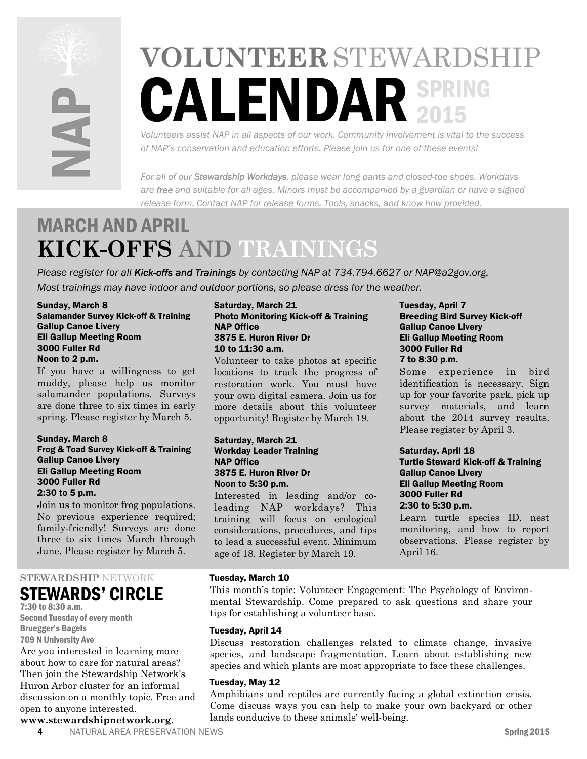# VOLUNTEER STEWARDSHIP CALENDAR SPRING 2015

*Volunteers assist NAP in all aspects of our work. Community involvement is vital to the success of NAP's conservation and education efforts. Please join us for one of these events!*

*For all of our **Stewardship Workdays**, please wear long pants and closed-toe shoes. Workdays are **free** and suitable for all ages. Minors must be accompanied by a guardian or have a signed release form. Contact NAP for release forms. Tools, snacks, and know-how provided.*

## MARCH AND APRIL KICK-OFFS AND TRAININGS

*Please register for all **Kick-offs and Trainings** by contacting NAP at 734.794.6627 or NAP@a2gov.org. Most trainings may have indoor and outdoor portions, so please dress for the weather.*

**Sunday, March 8**
**Salamander Survey Kick-off & Training**
**Gallup Canoe Livery**
**Eli Gallup Meeting Room**
**3000 Fuller Rd**
**Noon to 2 p.m.**

If you have a willingness to get muddy, please help us monitor salamander populations. Surveys are done three to six times in early spring. Please register by March 5.

**Sunday, March 8**
**Frog & Toad Survey Kick-off & Training**
**Gallup Canoe Livery**
**Eli Gallup Meeting Room**
**3000 Fuller Rd**
**2:30 to 5 p.m.**

Join us to monitor frog populations. No previous experience required; family-friendly! Surveys are done three to six times March through June. Please register by March 5.

**Saturday, March 21**
**Photo Monitoring Kick-off & Training**
**NAP Office**
**3875 E. Huron River Dr**
**10 to 11:30 a.m.**

Volunteer to take photos at specific locations to track the progress of restoration work. You must have your own digital camera. Join us for more details about this volunteer opportunity! Register by March 19.

**Saturday, March 21**
**Workday Leader Training**
**NAP Office**
**3875 E. Huron River Dr**
**Noon to 5:30 p.m.**

Interested in leading and/or co-leading NAP workdays? This training will focus on ecological considerations, procedures, and tips to lead a successful event. Minimum age of 18. Register by March 19.

**Tuesday, April 7**
**Breeding Bird Survey Kick-off**
**Gallup Canoe Livery**
**Eli Gallup Meeting Room**
**3000 Fuller Rd**
**7 to 8:30 p.m.**

Some experience in bird identification is necessary. Sign up for your favorite park, pick up survey materials, and learn about the 2014 survey results. Please register by April 3.

**Saturday, April 18**
**Turtle Steward Kick-off & Training**
**Gallup Canoe Livery**
**Eli Gallup Meeting Room**
**3000 Fuller Rd**
**2:30 to 5:30 p.m.**

Learn turtle species ID, nest monitoring, and how to report observations. Please register by April 16.

## STEWARDSHIP NETWORK STEWARDS' CIRCLE

**7:30 to 8:30 a.m.**
**Second Tuesday of every month**
**Bruegger's Bagels**
**709 N University Ave**

Are you interested in learning more about how to care for natural areas? Then join the Stewardship Network's Huron Arbor cluster for an informal discussion on a monthly topic. Free and open to anyone interested.
**www.stewardshipnetwork.org**.

**Tuesday, March 10**

This month's topic: Volunteer Engagement: The Psychology of Environmental Stewardship. Come prepared to ask questions and share your tips for establishing a volunteer base.

**Tuesday, April 14**

Discuss restoration challenges related to climate change, invasive species, and landscape fragmentation. Learn about establishing new species and which plants are most appropriate to face these challenges.

**Tuesday, May 12**

Amphibians and reptiles are currently facing a global extinction crisis. Come discuss ways you can help to make your own backyard or other lands conducive to these animals' well-being.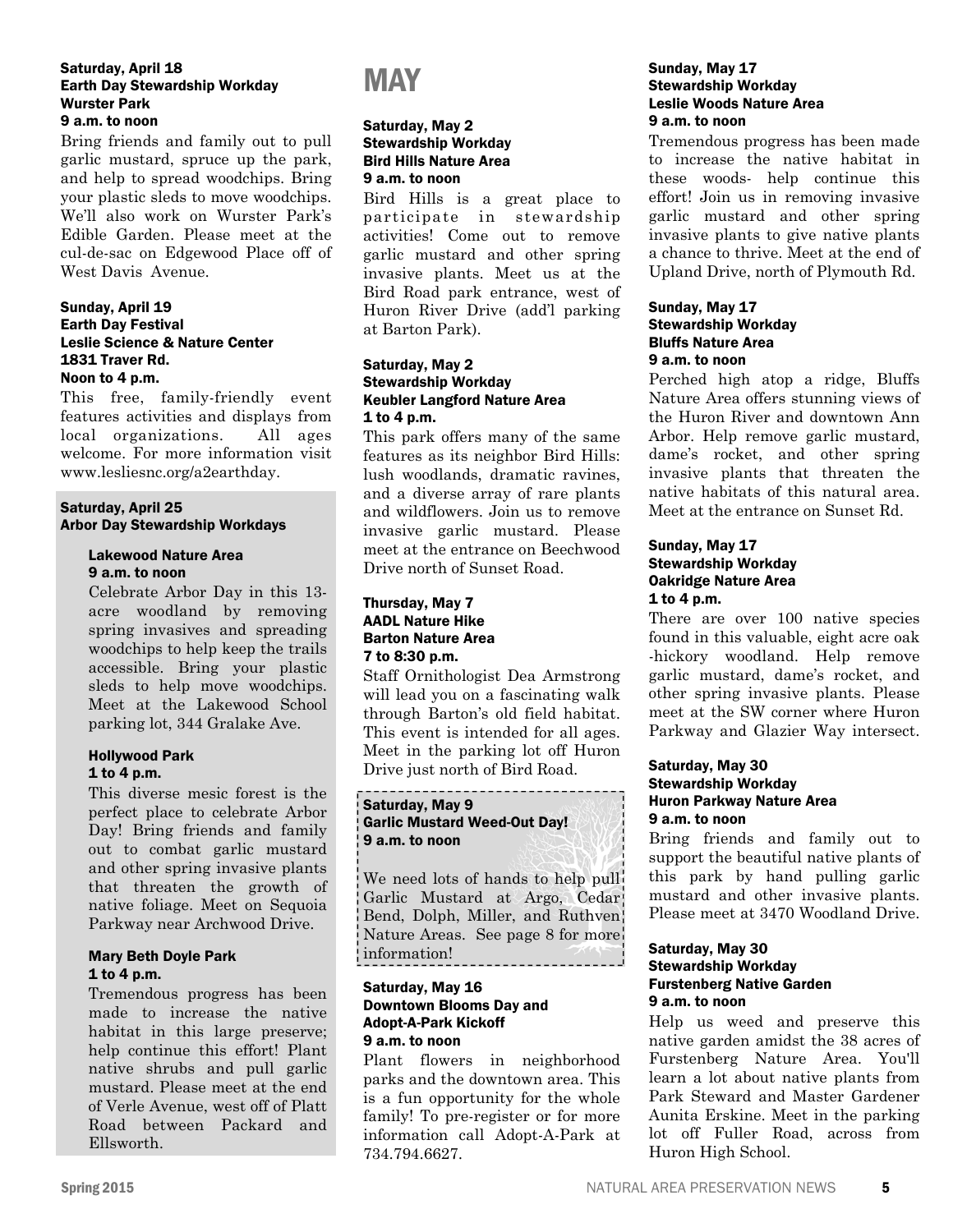**Saturday, April 18**
**Earth Day Stewardship Workday**
**Wurster Park**
**9 a.m. to noon**

Bring friends and family out to pull garlic mustard, spruce up the park, and help to spread woodchips. Bring your plastic sleds to move woodchips. We'll also work on Wurster Park's Edible Garden. Please meet at the cul-de-sac on Edgewood Place off of West Davis Avenue.

**Sunday, April 19**
**Earth Day Festival**
**Leslie Science & Nature Center**
**1831 Traver Rd.**
**Noon to 4 p.m.**

This free, family-friendly event features activities and displays from local organizations. All ages welcome. For more information visit www.lesliesnc.org/a2earthday.

**Saturday, April 25**
**Arbor Day Stewardship Workdays**

**Lakewood Nature Area**
**9 a.m. to noon**

Celebrate Arbor Day in this 13-acre woodland by removing spring invasives and spreading woodchips to help keep the trails accessible. Bring your plastic sleds to help move woodchips. Meet at the Lakewood School parking lot, 344 Gralake Ave.

**Hollywood Park**
**1 to 4 p.m.**

This diverse mesic forest is the perfect place to celebrate Arbor Day! Bring friends and family out to combat garlic mustard and other spring invasive plants that threaten the growth of native foliage. Meet on Sequoia Parkway near Archwood Drive.

**Mary Beth Doyle Park**
**1 to 4 p.m.**

Tremendous progress has been made to increase the native habitat in this large preserve; help continue this effort! Plant native shrubs and pull garlic mustard. Please meet at the end of Verle Avenue, west off of Platt Road between Packard and Ellsworth.

# MAY

**Saturday, May 2**
**Stewardship Workday**
**Bird Hills Nature Area**
**9 a.m. to noon**

Bird Hills is a great place to participate in stewardship activities! Come out to remove garlic mustard and other spring invasive plants. Meet us at the Bird Road park entrance, west of Huron River Drive (add'l parking at Barton Park).

**Saturday, May 2**
**Stewardship Workday**
**Keubler Langford Nature Area**
**1 to 4 p.m.**

This park offers many of the same features as its neighbor Bird Hills: lush woodlands, dramatic ravines, and a diverse array of rare plants and wildflowers. Join us to remove invasive garlic mustard. Please meet at the entrance on Beechwood Drive north of Sunset Road.

**Thursday, May 7**
**AADL Nature Hike**
**Barton Nature Area**
**7 to 8:30 p.m.**

Staff Ornithologist Dea Armstrong will lead you on a fascinating walk through Barton's old field habitat. This event is intended for all ages. Meet in the parking lot off Huron Drive just north of Bird Road.

**Saturday, May 9**
**Garlic Mustard Weed-Out Day!**
**9 a.m. to noon**

We need lots of hands to help pull Garlic Mustard at Argo, Cedar Bend, Dolph, Miller, and Ruthven Nature Areas. See page 8 for more information!

**Saturday, May 16**
**Downtown Blooms Day and Adopt-A-Park Kickoff**
**9 a.m. to noon**

Plant flowers in neighborhood parks and the downtown area. This is a fun opportunity for the whole family! To pre-register or for more information call Adopt-A-Park at 734.794.6627.

**Sunday, May 17**
**Stewardship Workday**
**Leslie Woods Nature Area**
**9 a.m. to noon**

Tremendous progress has been made to increase the native habitat in these woods- help continue this effort! Join us in removing invasive garlic mustard and other spring invasive plants to give native plants a chance to thrive. Meet at the end of Upland Drive, north of Plymouth Rd.

**Sunday, May 17**
**Stewardship Workday**
**Bluffs Nature Area**
**9 a.m. to noon**

Perched high atop a ridge, Bluffs Nature Area offers stunning views of the Huron River and downtown Ann Arbor. Help remove garlic mustard, dame's rocket, and other spring invasive plants that threaten the native habitats of this natural area. Meet at the entrance on Sunset Rd.

**Sunday, May 17**
**Stewardship Workday**
**Oakridge Nature Area**
**1 to 4 p.m.**

There are over 100 native species found in this valuable, eight acre oak -hickory woodland. Help remove garlic mustard, dame's rocket, and other spring invasive plants. Please meet at the SW corner where Huron Parkway and Glazier Way intersect.

**Saturday, May 30**
**Stewardship Workday**
**Huron Parkway Nature Area**
**9 a.m. to noon**

Bring friends and family out to support the beautiful native plants of this park by hand pulling garlic mustard and other invasive plants. Please meet at 3470 Woodland Drive.

**Saturday, May 30**
**Stewardship Workday**
**Furstenberg Native Garden**
**9 a.m. to noon**

Help us weed and preserve this native garden amidst the 38 acres of Furstenberg Nature Area. You'll learn a lot about native plants from Park Steward and Master Gardener Aunita Erskine. Meet in the parking lot off Fuller Road, across from Huron High School.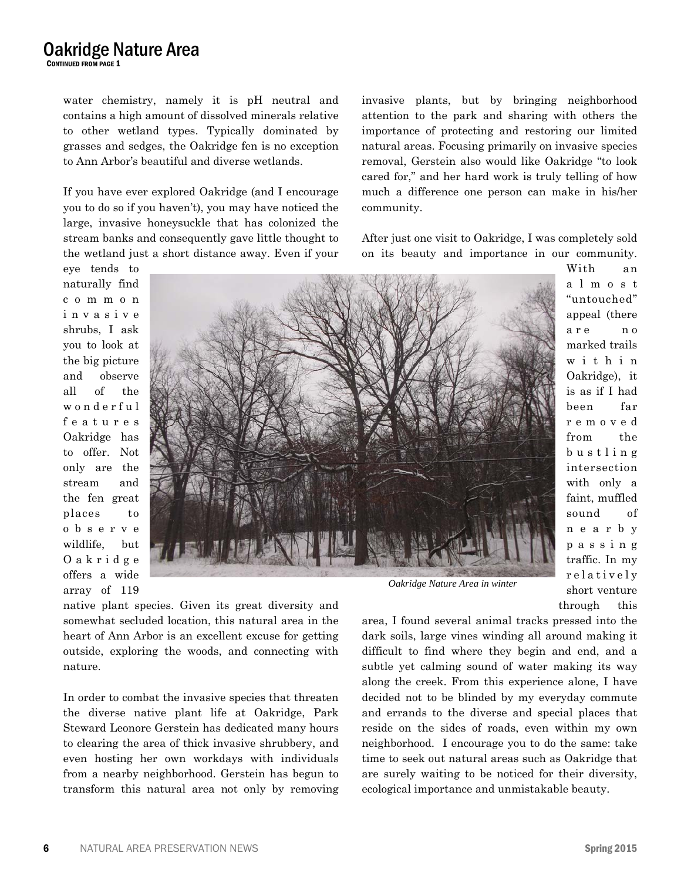## Oakridge Nature Area

CONTINUED FROM PAGE 1

water chemistry, namely it is pH neutral and contains a high amount of dissolved minerals relative to other wetland types. Typically dominated by grasses and sedges, the Oakridge fen is no exception to Ann Arbor's beautiful and diverse wetlands.

If you have ever explored Oakridge (and I encourage you to do so if you haven't), you may have noticed the large, invasive honeysuckle that has colonized the stream banks and consequently gave little thought to the wetland just a short distance away. Even if your eye tends to naturally find common invasive shrubs, I ask you to look at the big picture and observe all of the wonderful features Oakridge has to offer. Not only are the stream and the fen great places to observe wildlife, but Oakridge offers a wide array of 119 native plant species. Given its great diversity and somewhat secluded location, this natural area in the heart of Ann Arbor is an excellent excuse for getting outside, exploring the woods, and connecting with nature.

In order to combat the invasive species that threaten the diverse native plant life at Oakridge, Park Steward Leonore Gerstein has dedicated many hours to clearing the area of thick invasive shrubbery, and even hosting her own workdays with individuals from a nearby neighborhood. Gerstein has begun to transform this natural area not only by removing invasive plants, but by bringing neighborhood attention to the park and sharing with others the importance of protecting and restoring our limited natural areas. Focusing primarily on invasive species removal, Gerstein also would like Oakridge "to look cared for," and her hard work is truly telling of how much a difference one person can make in his/her community.

*Oakridge Nature Area in winter*

After just one visit to Oakridge, I was completely sold on its beauty and importance in our community. With an almost "untouched" appeal (there are no marked trails within Oakridge), it is as if I had been far removed from the bustling intersection with only a faint, muffled sound of nearby passing traffic. In my relatively short venture through this area, I found several animal tracks pressed into the dark soils, large vines winding all around making it difficult to find where they begin and end, and a subtle yet calming sound of water making its way along the creek. From this experience alone, I have decided not to be blinded by my everyday commute and errands to the diverse and special places that reside on the sides of roads, even within my own neighborhood. I encourage you to do the same: take time to seek out natural areas such as Oakridge that are surely waiting to be noticed for their diversity, ecological importance and unmistakable beauty.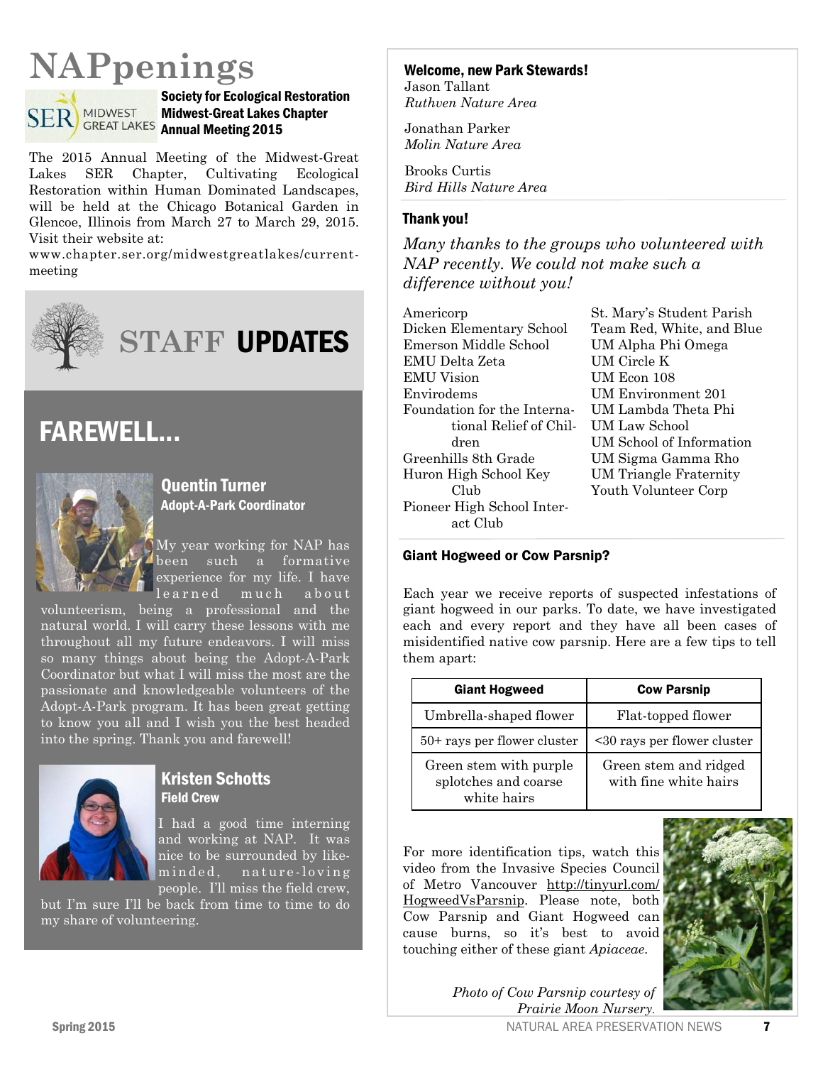# NAPpenings

### Society for Ecological Restoration Midwest-Great Lakes Chapter Annual Meeting 2015

The 2015 Annual Meeting of the Midwest-Great Lakes SER Chapter, Cultivating Ecological Restoration within Human Dominated Landscapes, will be held at the Chicago Botanical Garden in Glencoe, Illinois from March 27 to March 29, 2015. Visit their website at:

www.chapter.ser.org/midwestgreatlakes/current-meeting

## STAFF UPDATES

## FAREWELL…

### Quentin Turner
**Adopt-A-Park Coordinator**

My year working for NAP has been such a formative experience for my life. I have learned much about volunteerism, being a professional and the natural world. I will carry these lessons with me throughout all my future endeavors. I will miss so many things about being the Adopt-A-Park Coordinator but what I will miss the most are the passionate and knowledgeable volunteers of the Adopt-A-Park program. It has been great getting to know you all and I wish you the best headed into the spring. Thank you and farewell!

### Kristen Schotts
**Field Crew**

I had a good time interning and working at NAP. It was nice to be surrounded by like-minded, nature-loving people. I'll miss the field crew, but I'm sure I'll be back from time to time to do my share of volunteering.

### Welcome, new Park Stewards!

Jason Tallant
*Ruthven Nature Area*

Jonathan Parker
*Molin Nature Area*

Brooks Curtis
*Bird Hills Nature Area*

### Thank you!

*Many thanks to the groups who volunteered with NAP recently. We could not make such a difference without you!*

Americorp
Dicken Elementary School
Emerson Middle School
EMU Delta Zeta
EMU Vision
Envirodems
Foundation for the International Relief of Children
Greenhills 8th Grade
Huron High School Key Club
Pioneer High School Interact Club
St. Mary's Student Parish
Team Red, White, and Blue
UM Alpha Phi Omega
UM Circle K
UM Econ 108
UM Environment 201
UM Lambda Theta Phi
UM Law School
UM School of Information
UM Sigma Gamma Rho
UM Triangle Fraternity
Youth Volunteer Corp

### Giant Hogweed or Cow Parsnip?

Each year we receive reports of suspected infestations of giant hogweed in our parks. To date, we have investigated each and every report and they have all been cases of misidentified native cow parsnip. Here are a few tips to tell them apart:

| Giant Hogweed | Cow Parsnip |
|---|---|
| Umbrella-shaped flower | Flat-topped flower |
| 50+ rays per flower cluster | <30 rays per flower cluster |
| Green stem with purple splotches and coarse white hairs | Green stem and ridged with fine white hairs |

For more identification tips, watch this video from the Invasive Species Council of Metro Vancouver http://tinyurl.com/HogweedVsParsnip. Please note, both Cow Parsnip and Giant Hogweed can cause burns, so it's best to avoid touching either of these giant *Apiaceae*.

*Photo of Cow Parsnip courtesy of Prairie Moon Nursery.*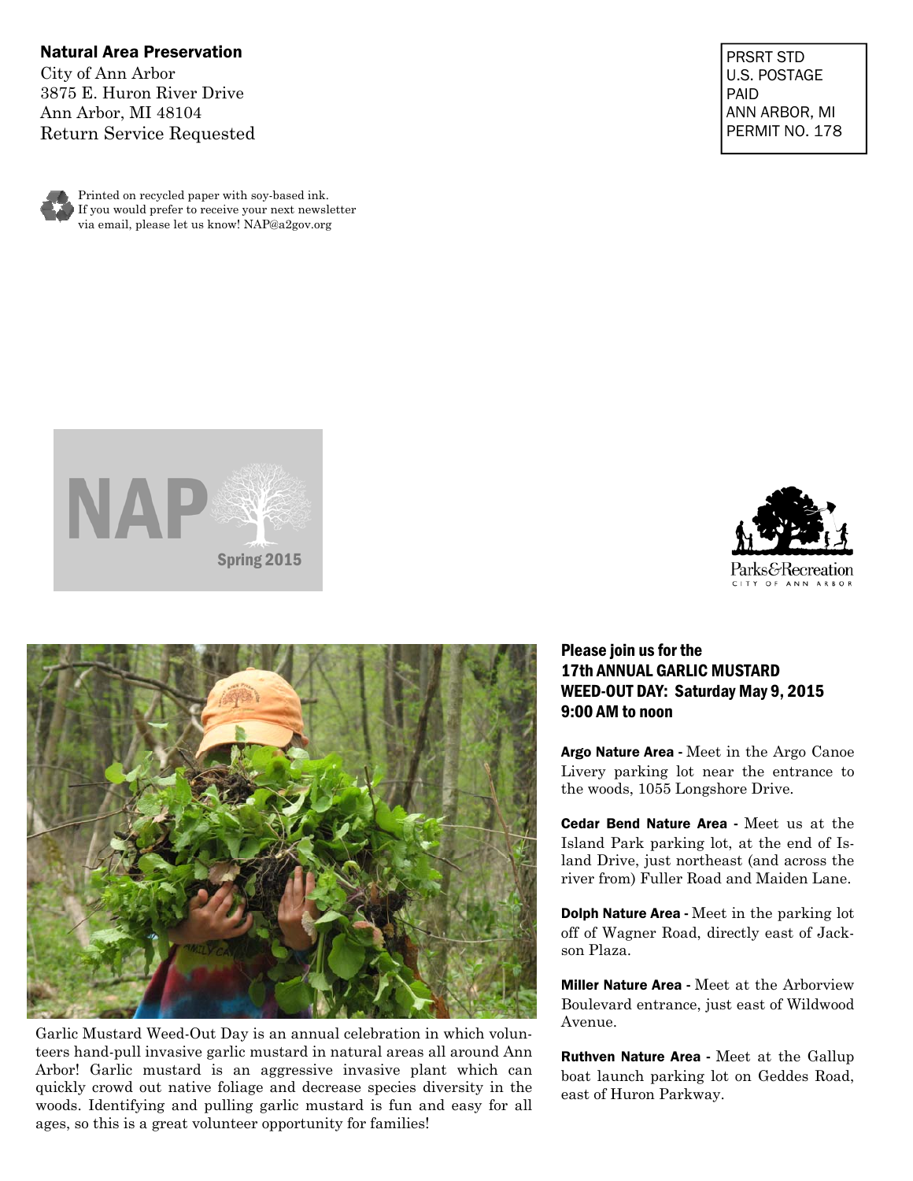**Natural Area Preservation**
City of Ann Arbor
3875 E. Huron River Drive
Ann Arbor, MI 48104
Return Service Requested

PRSRT STD
U.S. POSTAGE
PAID
ANN ARBOR, MI
PERMIT NO. 178

Printed on recycled paper with soy-based ink.
If you would prefer to receive your next newsletter via email, please let us know! NAP@a2gov.org

NAP
Spring 2015

Parks&Recreation
CITY OF ANN ARBOR

Garlic Mustard Weed-Out Day is an annual celebration in which volunteers hand-pull invasive garlic mustard in natural areas all around Ann Arbor! Garlic mustard is an aggressive invasive plant which can quickly crowd out native foliage and decrease species diversity in the woods. Identifying and pulling garlic mustard is fun and easy for all ages, so this is a great volunteer opportunity for families!

## Please join us for the 17th ANNUAL GARLIC MUSTARD WEED-OUT DAY: Saturday May 9, 2015 9:00 AM to noon

**Argo Nature Area -** Meet in the Argo Canoe Livery parking lot near the entrance to the woods, 1055 Longshore Drive.

**Cedar Bend Nature Area -** Meet us at the Island Park parking lot, at the end of Island Drive, just northeast (and across the river from) Fuller Road and Maiden Lane.

**Dolph Nature Area -** Meet in the parking lot off of Wagner Road, directly east of Jackson Plaza.

**Miller Nature Area -** Meet at the Arborview Boulevard entrance, just east of Wildwood Avenue.

**Ruthven Nature Area -** Meet at the Gallup boat launch parking lot on Geddes Road, east of Huron Parkway.